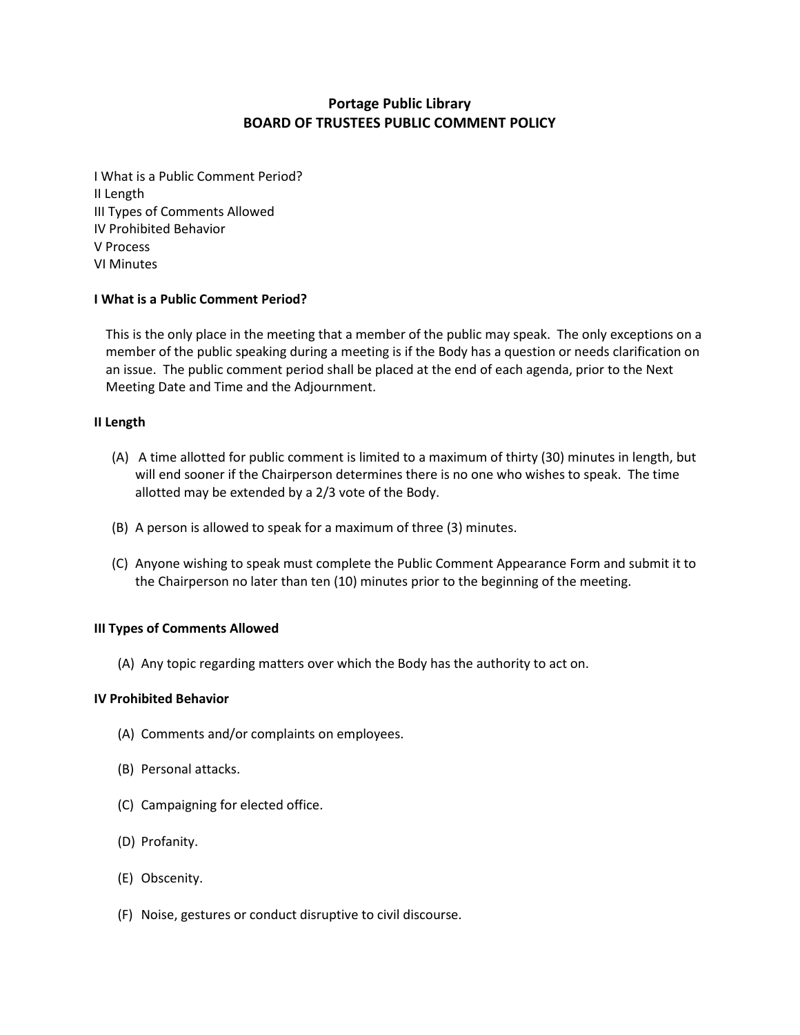# Portage Public Library
# BOARD OF TRUSTEES PUBLIC COMMENT POLICY

I What is a Public Comment Period?
II Length
III Types of Comments Allowed
IV Prohibited Behavior
V Process
VI Minutes

### I What is a Public Comment Period?

This is the only place in the meeting that a member of the public may speak. The only exceptions on a member of the public speaking during a meeting is if the Body has a question or needs clarification on an issue. The public comment period shall be placed at the end of each agenda, prior to the Next Meeting Date and Time and the Adjournment.

### II Length

(A) A time allotted for public comment is limited to a maximum of thirty (30) minutes in length, but will end sooner if the Chairperson determines there is no one who wishes to speak. The time allotted may be extended by a 2/3 vote of the Body.

(B) A person is allowed to speak for a maximum of three (3) minutes.

(C) Anyone wishing to speak must complete the Public Comment Appearance Form and submit it to the Chairperson no later than ten (10) minutes prior to the beginning of the meeting.

### III Types of Comments Allowed

(A) Any topic regarding matters over which the Body has the authority to act on.

### IV Prohibited Behavior

(A) Comments and/or complaints on employees.

(B) Personal attacks.

(C) Campaigning for elected office.

(D) Profanity.

(E) Obscenity.

(F) Noise, gestures or conduct disruptive to civil discourse.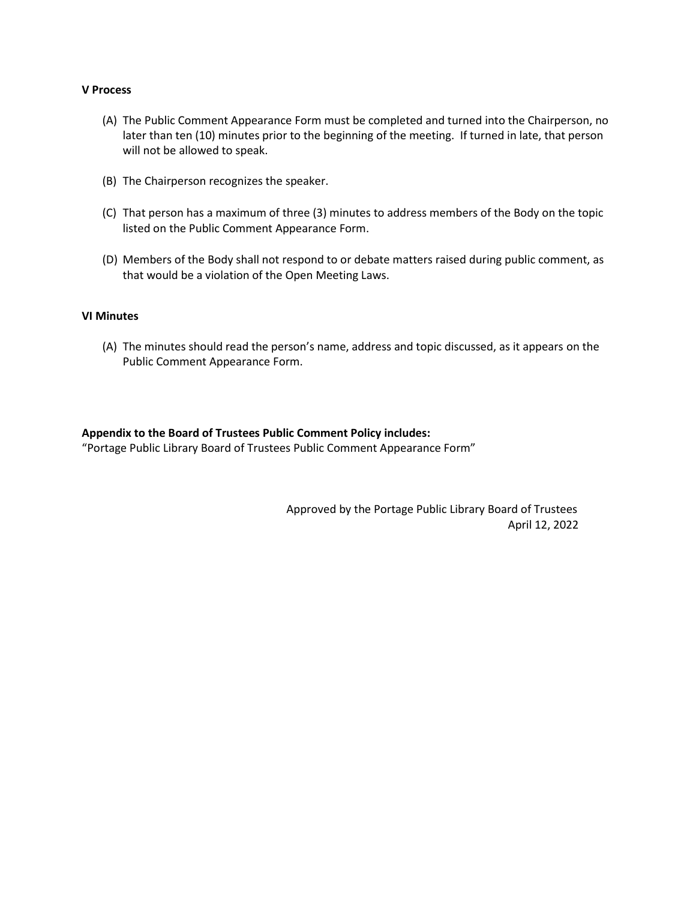### V Process

(A) The Public Comment Appearance Form must be completed and turned into the Chairperson, no later than ten (10) minutes prior to the beginning of the meeting. If turned in late, that person will not be allowed to speak.

(B) The Chairperson recognizes the speaker.

(C) That person has a maximum of three (3) minutes to address members of the Body on the topic listed on the Public Comment Appearance Form.

(D) Members of the Body shall not respond to or debate matters raised during public comment, as that would be a violation of the Open Meeting Laws.

### VI Minutes

(A) The minutes should read the person's name, address and topic discussed, as it appears on the Public Comment Appearance Form.

**Appendix to the Board of Trustees Public Comment Policy includes:**
"Portage Public Library Board of Trustees Public Comment Appearance Form"

Approved by the Portage Public Library Board of Trustees
April 12, 2022